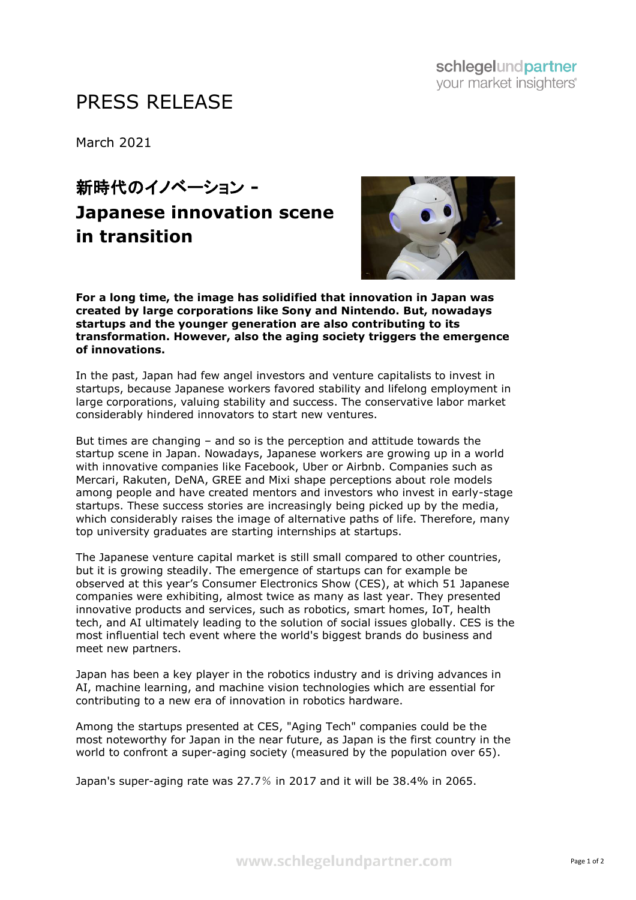# PRESS RELEASE

March 2021

## 新時代のイノベーション - Japanese innovation scene in transition

**For a long time, the image has solidified that innovation in Japan was created by large corporations like Sony and Nintendo. But, nowadays startups and the younger generation are also contributing to its transformation. However, also the aging society triggers the emergence of innovations.**

In the past, Japan had few angel investors and venture capitalists to invest in startups, because Japanese workers favored stability and lifelong employment in large corporations, valuing stability and success. The conservative labor market considerably hindered innovators to start new ventures.

But times are changing – and so is the perception and attitude towards the startup scene in Japan. Nowadays, Japanese workers are growing up in a world with innovative companies like Facebook, Uber or Airbnb. Companies such as Mercari, Rakuten, DeNA, GREE and Mixi shape perceptions about role models among people and have created mentors and investors who invest in early-stage startups. These success stories are increasingly being picked up by the media, which considerably raises the image of alternative paths of life. Therefore, many top university graduates are starting internships at startups.

The Japanese venture capital market is still small compared to other countries, but it is growing steadily. The emergence of startups can for example be observed at this year's Consumer Electronics Show (CES), at which 51 Japanese companies were exhibiting, almost twice as many as last year. They presented innovative products and services, such as robotics, smart homes, IoT, health tech, and AI ultimately leading to the solution of social issues globally. CES is the most influential tech event where the world's biggest brands do business and meet new partners.

Japan has been a key player in the robotics industry and is driving advances in AI, machine learning, and machine vision technologies which are essential for contributing to a new era of innovation in robotics hardware.

Among the startups presented at CES, "Aging Tech" companies could be the most noteworthy for Japan in the near future, as Japan is the first country in the world to confront a super-aging society (measured by the population over 65).

Japan's super-aging rate was 27.7％ in 2017 and it will be 38.4% in 2065.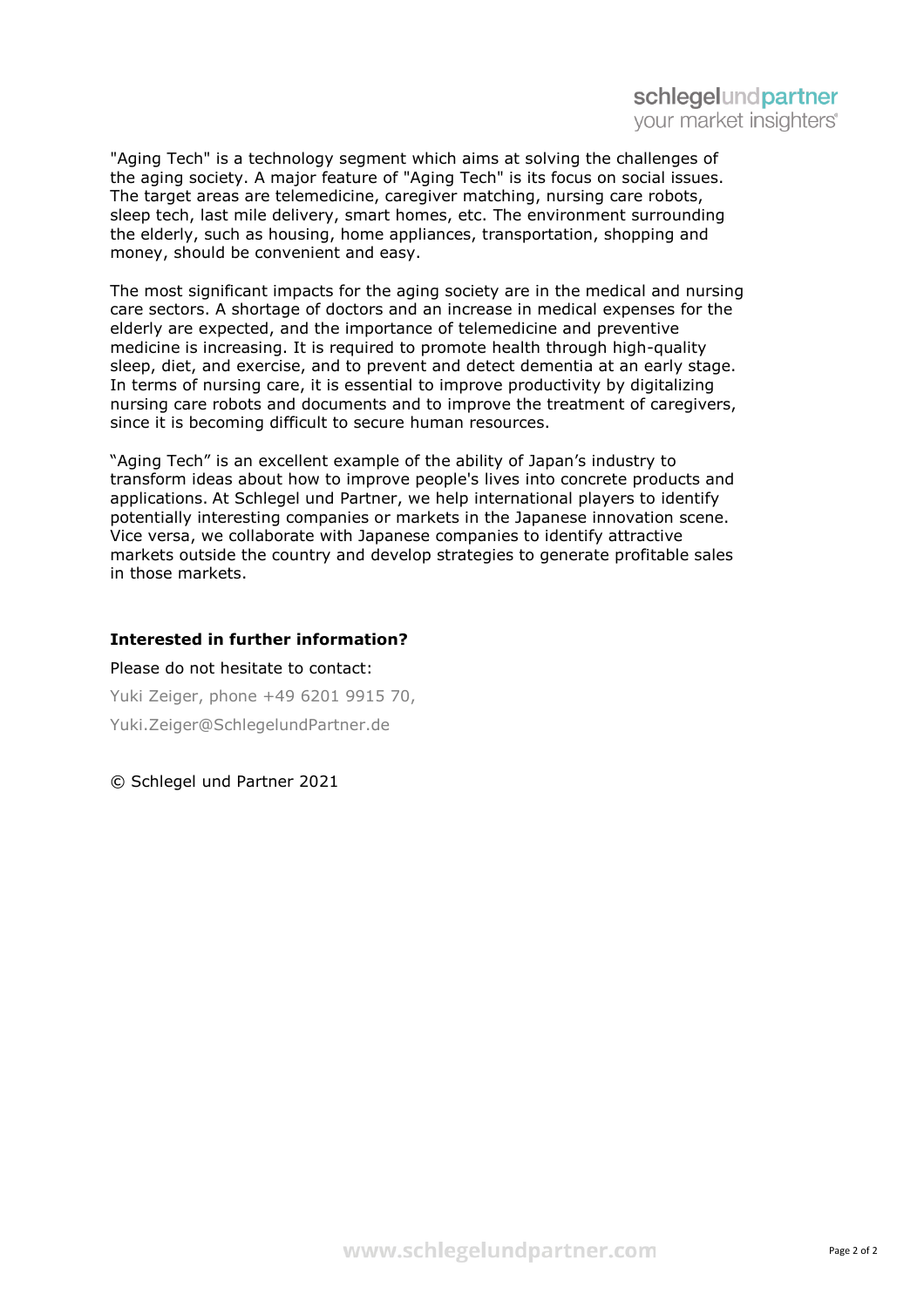"Aging Tech" is a technology segment which aims at solving the challenges of the aging society. A major feature of "Aging Tech" is its focus on social issues. The target areas are telemedicine, caregiver matching, nursing care robots, sleep tech, last mile delivery, smart homes, etc. The environment surrounding the elderly, such as housing, home appliances, transportation, shopping and money, should be convenient and easy.

The most significant impacts for the aging society are in the medical and nursing care sectors. A shortage of doctors and an increase in medical expenses for the elderly are expected, and the importance of telemedicine and preventive medicine is increasing. It is required to promote health through high-quality sleep, diet, and exercise, and to prevent and detect dementia at an early stage. In terms of nursing care, it is essential to improve productivity by digitalizing nursing care robots and documents and to improve the treatment of caregivers, since it is becoming difficult to secure human resources.

"Aging Tech" is an excellent example of the ability of Japan's industry to transform ideas about how to improve people's lives into concrete products and applications. At Schlegel und Partner, we help international players to identify potentially interesting companies or markets in the Japanese innovation scene. Vice versa, we collaborate with Japanese companies to identify attractive markets outside the country and develop strategies to generate profitable sales in those markets.

**Interested in further information?**

Please do not hesitate to contact:

Yuki Zeiger, phone +49 6201 9915 70,

Yuki.Zeiger@SchlegelundPartner.de

© Schlegel und Partner 2021